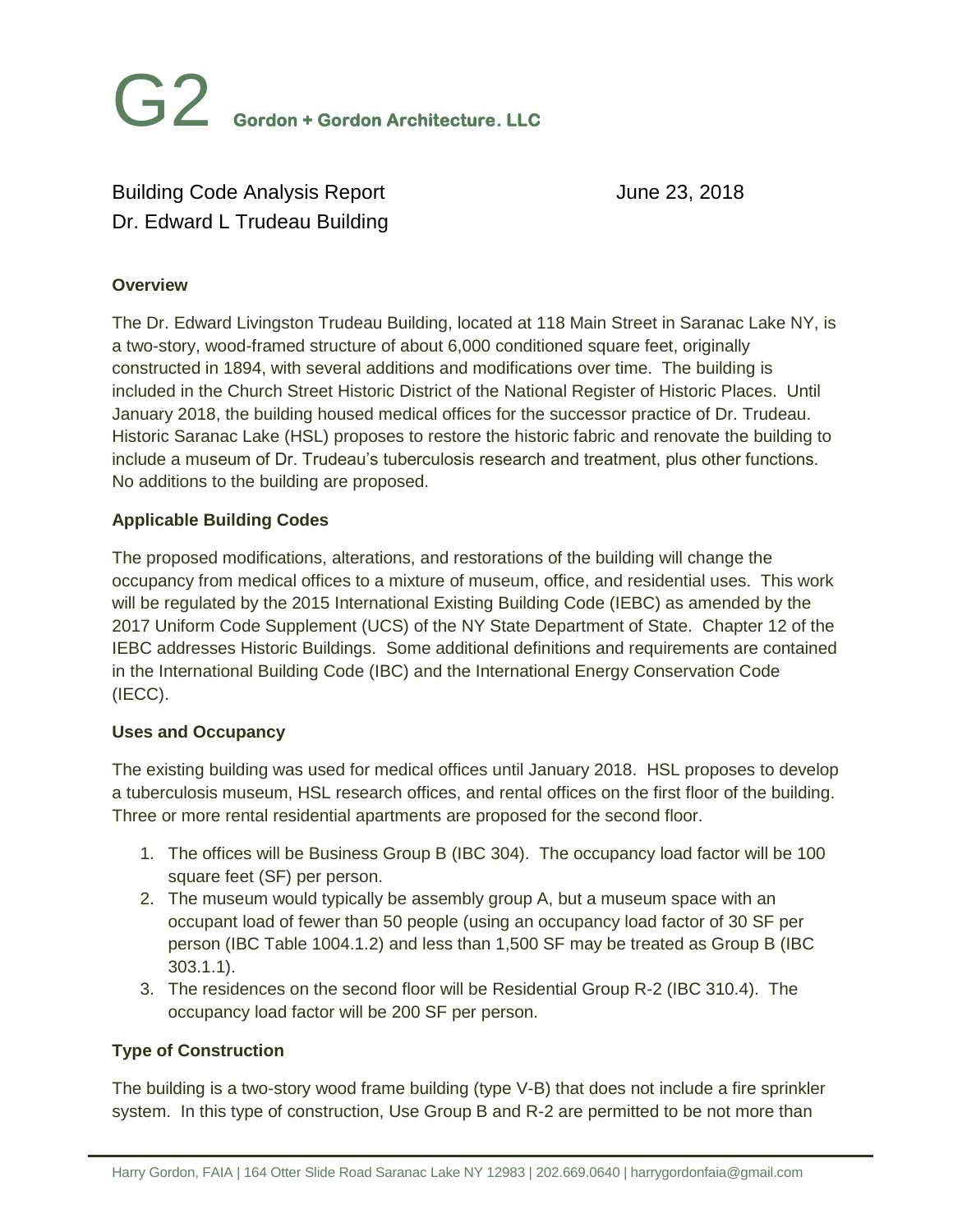# G2 Gordon + Gordon Architecture. LLC

Building Code Analysis Report  
Dr. Edward L Trudeau Building

June 23, 2018

### Overview

The Dr. Edward Livingston Trudeau Building, located at 118 Main Street in Saranac Lake NY, is a two-story, wood-framed structure of about 6,000 conditioned square feet, originally constructed in 1894, with several additions and modifications over time. The building is included in the Church Street Historic District of the National Register of Historic Places. Until January 2018, the building housed medical offices for the successor practice of Dr. Trudeau. Historic Saranac Lake (HSL) proposes to restore the historic fabric and renovate the building to include a museum of Dr. Trudeau's tuberculosis research and treatment, plus other functions. No additions to the building are proposed.

### Applicable Building Codes

The proposed modifications, alterations, and restorations of the building will change the occupancy from medical offices to a mixture of museum, office, and residential uses. This work will be regulated by the 2015 International Existing Building Code (IEBC) as amended by the 2017 Uniform Code Supplement (UCS) of the NY State Department of State. Chapter 12 of the IEBC addresses Historic Buildings. Some additional definitions and requirements are contained in the International Building Code (IBC) and the International Energy Conservation Code (IECC).

### Uses and Occupancy

The existing building was used for medical offices until January 2018. HSL proposes to develop a tuberculosis museum, HSL research offices, and rental offices on the first floor of the building. Three or more rental residential apartments are proposed for the second floor.

1. The offices will be Business Group B (IBC 304). The occupancy load factor will be 100 square feet (SF) per person.
2. The museum would typically be assembly group A, but a museum space with an occupant load of fewer than 50 people (using an occupancy load factor of 30 SF per person (IBC Table 1004.1.2) and less than 1,500 SF may be treated as Group B (IBC 303.1.1).
3. The residences on the second floor will be Residential Group R-2 (IBC 310.4). The occupancy load factor will be 200 SF per person.

### Type of Construction

The building is a two-story wood frame building (type V-B) that does not include a fire sprinkler system. In this type of construction, Use Group B and R-2 are permitted to be not more than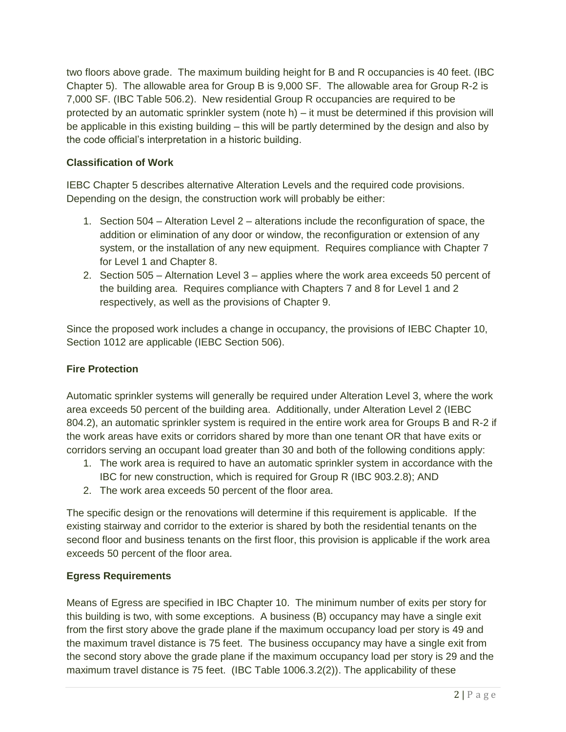two floors above grade. The maximum building height for B and R occupancies is 40 feet. (IBC Chapter 5). The allowable area for Group B is 9,000 SF. The allowable area for Group R-2 is 7,000 SF. (IBC Table 506.2). New residential Group R occupancies are required to be protected by an automatic sprinkler system (note h) – it must be determined if this provision will be applicable in this existing building – this will be partly determined by the design and also by the code official's interpretation in a historic building.

**Classification of Work**

IEBC Chapter 5 describes alternative Alteration Levels and the required code provisions. Depending on the design, the construction work will probably be either:

1. Section 504 – Alteration Level 2 – alterations include the reconfiguration of space, the addition or elimination of any door or window, the reconfiguration or extension of any system, or the installation of any new equipment. Requires compliance with Chapter 7 for Level 1 and Chapter 8.
2. Section 505 – Alternation Level 3 – applies where the work area exceeds 50 percent of the building area. Requires compliance with Chapters 7 and 8 for Level 1 and 2 respectively, as well as the provisions of Chapter 9.

Since the proposed work includes a change in occupancy, the provisions of IEBC Chapter 10, Section 1012 are applicable (IEBC Section 506).

**Fire Protection**

Automatic sprinkler systems will generally be required under Alteration Level 3, where the work area exceeds 50 percent of the building area. Additionally, under Alteration Level 2 (IEBC 804.2), an automatic sprinkler system is required in the entire work area for Groups B and R-2 if the work areas have exits or corridors shared by more than one tenant OR that have exits or corridors serving an occupant load greater than 30 and both of the following conditions apply:

1. The work area is required to have an automatic sprinkler system in accordance with the IBC for new construction, which is required for Group R (IBC 903.2.8); AND
2. The work area exceeds 50 percent of the floor area.

The specific design or the renovations will determine if this requirement is applicable. If the existing stairway and corridor to the exterior is shared by both the residential tenants on the second floor and business tenants on the first floor, this provision is applicable if the work area exceeds 50 percent of the floor area.

**Egress Requirements**

Means of Egress are specified in IBC Chapter 10. The minimum number of exits per story for this building is two, with some exceptions. A business (B) occupancy may have a single exit from the first story above the grade plane if the maximum occupancy load per story is 49 and the maximum travel distance is 75 feet. The business occupancy may have a single exit from the second story above the grade plane if the maximum occupancy load per story is 29 and the maximum travel distance is 75 feet. (IBC Table 1006.3.2(2)). The applicability of these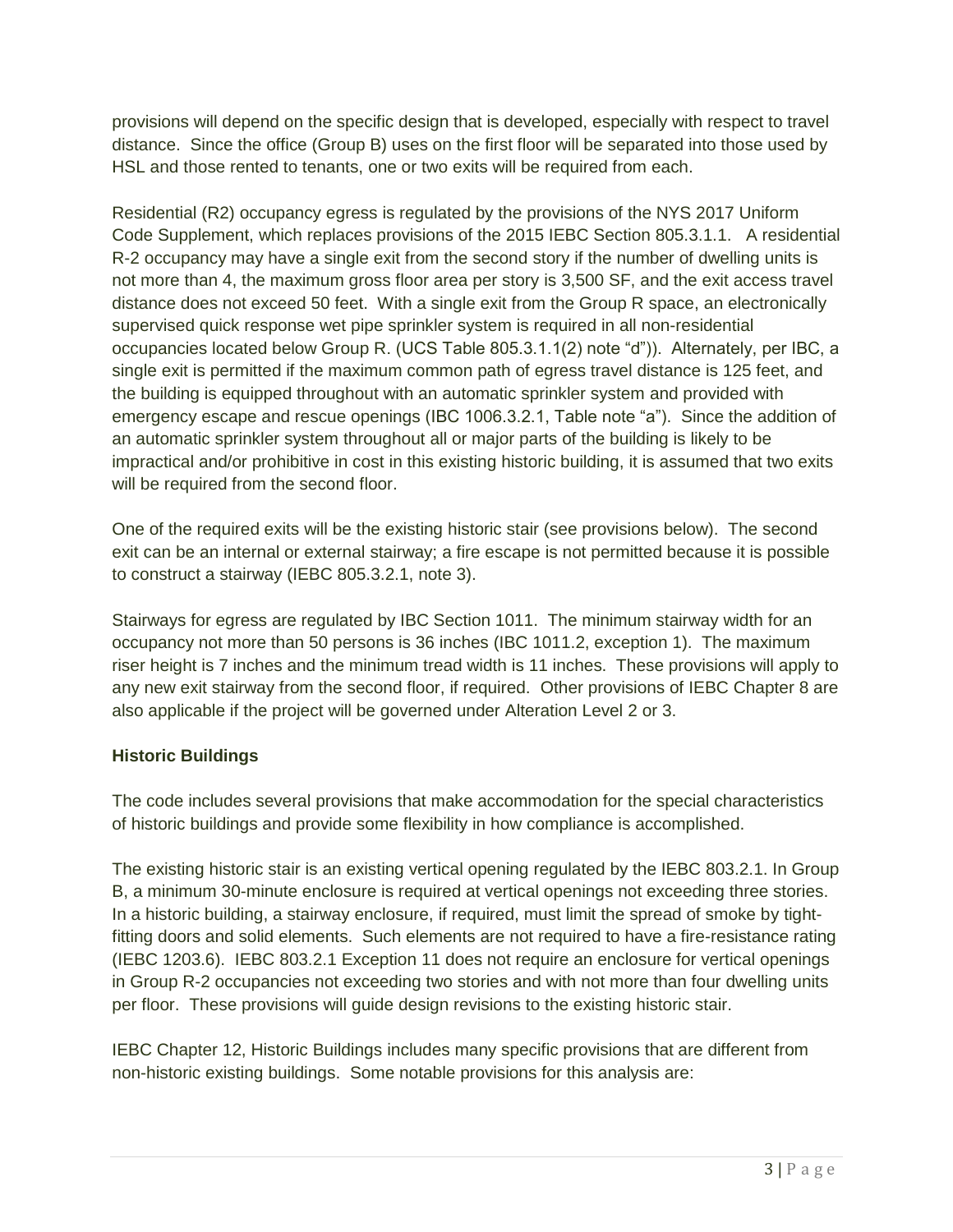provisions will depend on the specific design that is developed, especially with respect to travel distance. Since the office (Group B) uses on the first floor will be separated into those used by HSL and those rented to tenants, one or two exits will be required from each.

Residential (R2) occupancy egress is regulated by the provisions of the NYS 2017 Uniform Code Supplement, which replaces provisions of the 2015 IEBC Section 805.3.1.1. A residential R-2 occupancy may have a single exit from the second story if the number of dwelling units is not more than 4, the maximum gross floor area per story is 3,500 SF, and the exit access travel distance does not exceed 50 feet. With a single exit from the Group R space, an electronically supervised quick response wet pipe sprinkler system is required in all non-residential occupancies located below Group R. (UCS Table 805.3.1.1(2) note "d")). Alternately, per IBC, a single exit is permitted if the maximum common path of egress travel distance is 125 feet, and the building is equipped throughout with an automatic sprinkler system and provided with emergency escape and rescue openings (IBC 1006.3.2.1, Table note "a"). Since the addition of an automatic sprinkler system throughout all or major parts of the building is likely to be impractical and/or prohibitive in cost in this existing historic building, it is assumed that two exits will be required from the second floor.

One of the required exits will be the existing historic stair (see provisions below). The second exit can be an internal or external stairway; a fire escape is not permitted because it is possible to construct a stairway (IEBC 805.3.2.1, note 3).

Stairways for egress are regulated by IBC Section 1011. The minimum stairway width for an occupancy not more than 50 persons is 36 inches (IBC 1011.2, exception 1). The maximum riser height is 7 inches and the minimum tread width is 11 inches. These provisions will apply to any new exit stairway from the second floor, if required. Other provisions of IEBC Chapter 8 are also applicable if the project will be governed under Alteration Level 2 or 3.

**Historic Buildings**

The code includes several provisions that make accommodation for the special characteristics of historic buildings and provide some flexibility in how compliance is accomplished.

The existing historic stair is an existing vertical opening regulated by the IEBC 803.2.1. In Group B, a minimum 30-minute enclosure is required at vertical openings not exceeding three stories. In a historic building, a stairway enclosure, if required, must limit the spread of smoke by tight-fitting doors and solid elements. Such elements are not required to have a fire-resistance rating (IEBC 1203.6). IEBC 803.2.1 Exception 11 does not require an enclosure for vertical openings in Group R-2 occupancies not exceeding two stories and with not more than four dwelling units per floor. These provisions will guide design revisions to the existing historic stair.

IEBC Chapter 12, Historic Buildings includes many specific provisions that are different from non-historic existing buildings. Some notable provisions for this analysis are: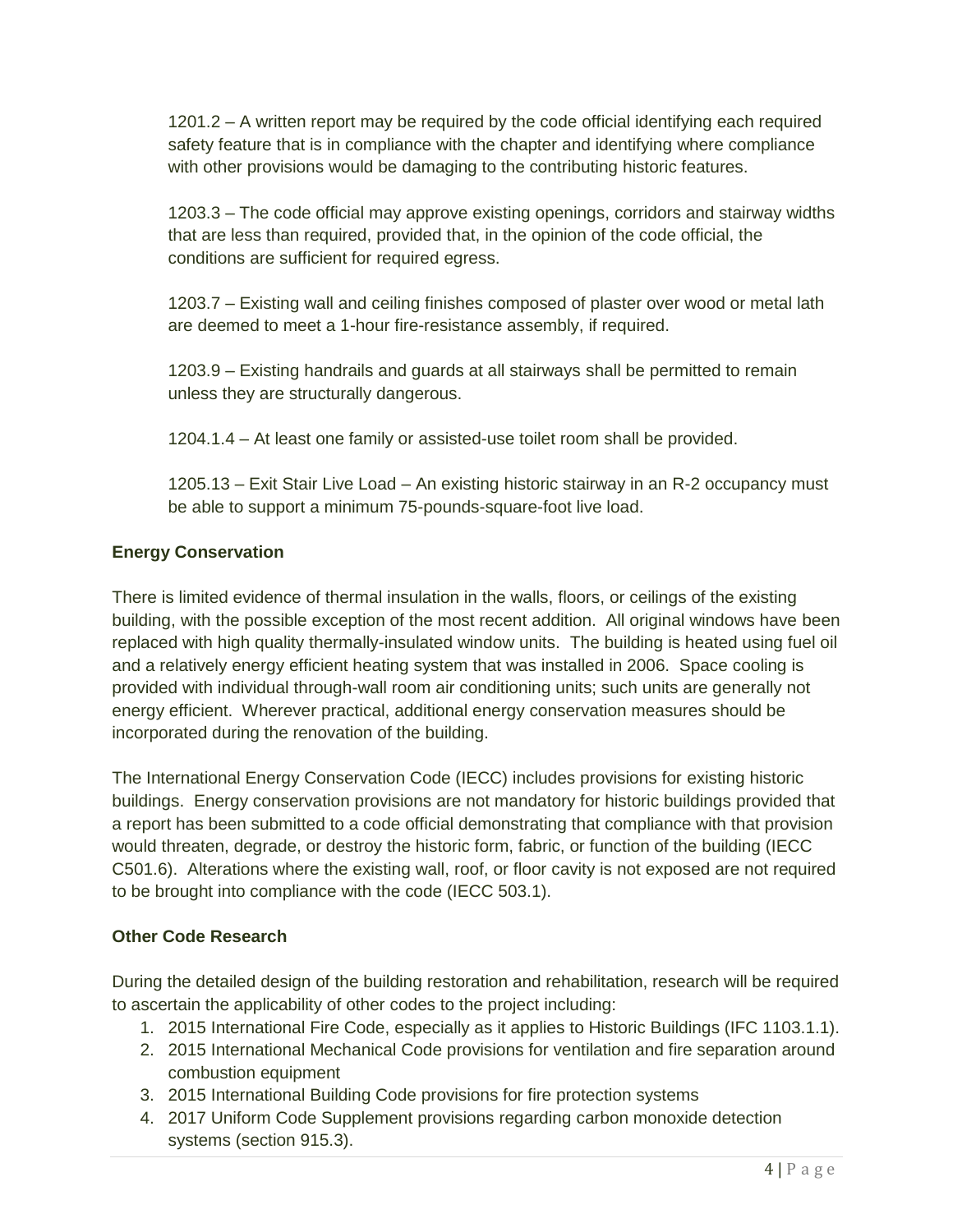1201.2 – A written report may be required by the code official identifying each required safety feature that is in compliance with the chapter and identifying where compliance with other provisions would be damaging to the contributing historic features.

1203.3 – The code official may approve existing openings, corridors and stairway widths that are less than required, provided that, in the opinion of the code official, the conditions are sufficient for required egress.

1203.7 – Existing wall and ceiling finishes composed of plaster over wood or metal lath are deemed to meet a 1-hour fire-resistance assembly, if required.

1203.9 – Existing handrails and guards at all stairways shall be permitted to remain unless they are structurally dangerous.

1204.1.4 – At least one family or assisted-use toilet room shall be provided.

1205.13 – Exit Stair Live Load – An existing historic stairway in an R-2 occupancy must be able to support a minimum 75-pounds-square-foot live load.

**Energy Conservation**

There is limited evidence of thermal insulation in the walls, floors, or ceilings of the existing building, with the possible exception of the most recent addition. All original windows have been replaced with high quality thermally-insulated window units. The building is heated using fuel oil and a relatively energy efficient heating system that was installed in 2006. Space cooling is provided with individual through-wall room air conditioning units; such units are generally not energy efficient. Wherever practical, additional energy conservation measures should be incorporated during the renovation of the building.

The International Energy Conservation Code (IECC) includes provisions for existing historic buildings. Energy conservation provisions are not mandatory for historic buildings provided that a report has been submitted to a code official demonstrating that compliance with that provision would threaten, degrade, or destroy the historic form, fabric, or function of the building (IECC C501.6). Alterations where the existing wall, roof, or floor cavity is not exposed are not required to be brought into compliance with the code (IECC 503.1).

**Other Code Research**

During the detailed design of the building restoration and rehabilitation, research will be required to ascertain the applicability of other codes to the project including:

1. 2015 International Fire Code, especially as it applies to Historic Buildings (IFC 1103.1.1).
2. 2015 International Mechanical Code provisions for ventilation and fire separation around combustion equipment
3. 2015 International Building Code provisions for fire protection systems
4. 2017 Uniform Code Supplement provisions regarding carbon monoxide detection systems (section 915.3).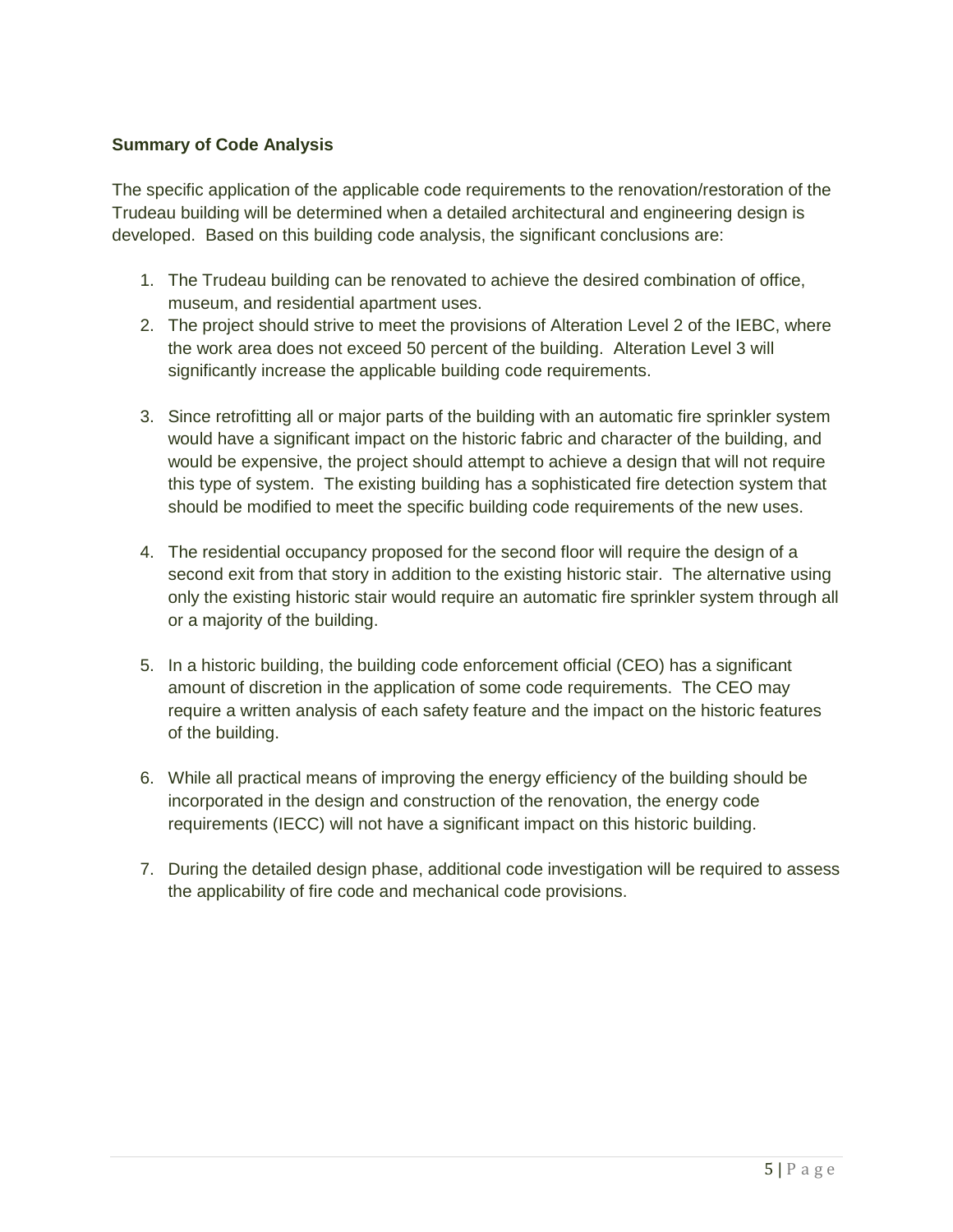**Summary of Code Analysis**

The specific application of the applicable code requirements to the renovation/restoration of the Trudeau building will be determined when a detailed architectural and engineering design is developed. Based on this building code analysis, the significant conclusions are:

1. The Trudeau building can be renovated to achieve the desired combination of office, museum, and residential apartment uses.
2. The project should strive to meet the provisions of Alteration Level 2 of the IEBC, where the work area does not exceed 50 percent of the building. Alteration Level 3 will significantly increase the applicable building code requirements.
3. Since retrofitting all or major parts of the building with an automatic fire sprinkler system would have a significant impact on the historic fabric and character of the building, and would be expensive, the project should attempt to achieve a design that will not require this type of system. The existing building has a sophisticated fire detection system that should be modified to meet the specific building code requirements of the new uses.
4. The residential occupancy proposed for the second floor will require the design of a second exit from that story in addition to the existing historic stair. The alternative using only the existing historic stair would require an automatic fire sprinkler system through all or a majority of the building.
5. In a historic building, the building code enforcement official (CEO) has a significant amount of discretion in the application of some code requirements. The CEO may require a written analysis of each safety feature and the impact on the historic features of the building.
6. While all practical means of improving the energy efficiency of the building should be incorporated in the design and construction of the renovation, the energy code requirements (IECC) will not have a significant impact on this historic building.
7. During the detailed design phase, additional code investigation will be required to assess the applicability of fire code and mechanical code provisions.